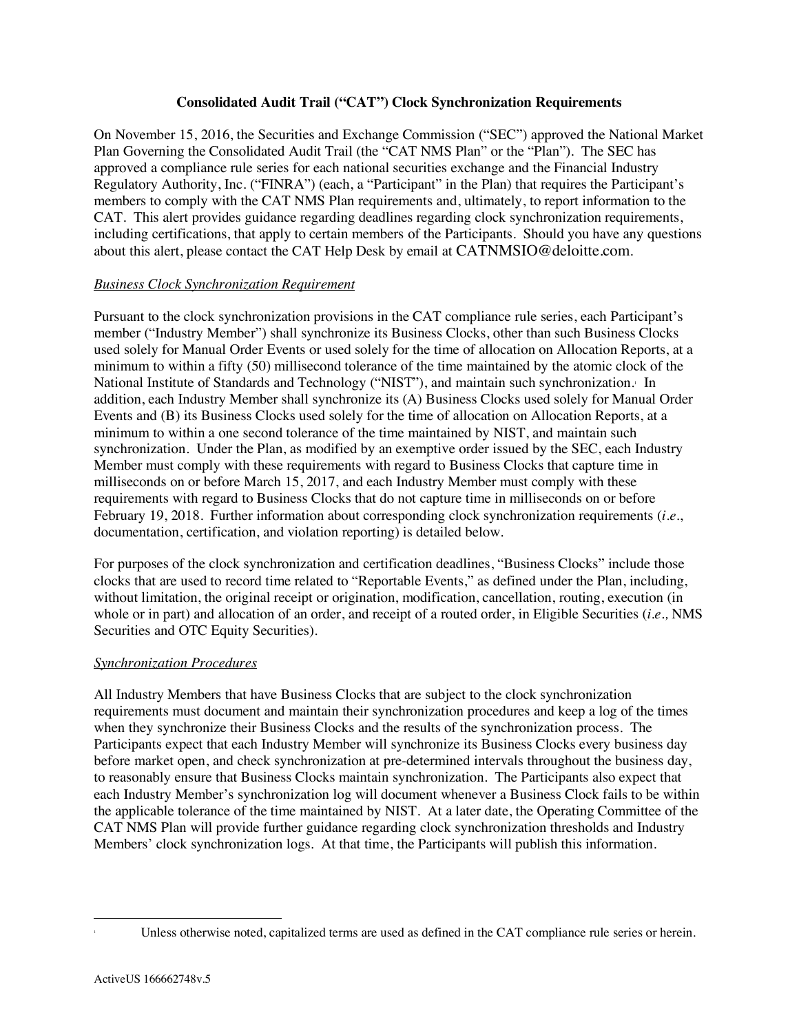**Consolidated Audit Trail ("CAT") Clock Synchronization Requirements**

On November 15, 2016, the Securities and Exchange Commission ("SEC") approved the National Market Plan Governing the Consolidated Audit Trail (the "CAT NMS Plan" or the "Plan"). The SEC has approved a compliance rule series for each national securities exchange and the Financial Industry Regulatory Authority, Inc. ("FINRA") (each, a "Participant" in the Plan) that requires the Participant's members to comply with the CAT NMS Plan requirements and, ultimately, to report information to the CAT. This alert provides guidance regarding deadlines regarding clock synchronization requirements, including certifications, that apply to certain members of the Participants. Should you have any questions about this alert, please contact the CAT Help Desk by email at CATNMSIO@deloitte.com.

*Business Clock Synchronization Requirement*

Pursuant to the clock synchronization provisions in the CAT compliance rule series, each Participant's member ("Industry Member") shall synchronize its Business Clocks, other than such Business Clocks used solely for Manual Order Events or used solely for the time of allocation on Allocation Reports, at a minimum to within a fifty (50) millisecond tolerance of the time maintained by the atomic clock of the National Institute of Standards and Technology ("NIST"), and maintain such synchronization.[1] In addition, each Industry Member shall synchronize its (A) Business Clocks used solely for Manual Order Events and (B) its Business Clocks used solely for the time of allocation on Allocation Reports, at a minimum to within a one second tolerance of the time maintained by NIST, and maintain such synchronization. Under the Plan, as modified by an exemptive order issued by the SEC, each Industry Member must comply with these requirements with regard to Business Clocks that capture time in milliseconds on or before March 15, 2017, and each Industry Member must comply with these requirements with regard to Business Clocks that do not capture time in milliseconds on or before February 19, 2018. Further information about corresponding clock synchronization requirements (*i.e.*, documentation, certification, and violation reporting) is detailed below.

For purposes of the clock synchronization and certification deadlines, "Business Clocks" include those clocks that are used to record time related to "Reportable Events," as defined under the Plan, including, without limitation, the original receipt or origination, modification, cancellation, routing, execution (in whole or in part) and allocation of an order, and receipt of a routed order, in Eligible Securities (*i.e.,* NMS Securities and OTC Equity Securities).

*Synchronization Procedures*

All Industry Members that have Business Clocks that are subject to the clock synchronization requirements must document and maintain their synchronization procedures and keep a log of the times when they synchronize their Business Clocks and the results of the synchronization process. The Participants expect that each Industry Member will synchronize its Business Clocks every business day before market open, and check synchronization at pre-determined intervals throughout the business day, to reasonably ensure that Business Clocks maintain synchronization. The Participants also expect that each Industry Member's synchronization log will document whenever a Business Clock fails to be within the applicable tolerance of the time maintained by NIST. At a later date, the Operating Committee of the CAT NMS Plan will provide further guidance regarding clock synchronization thresholds and Industry Members' clock synchronization logs. At that time, the Participants will publish this information.

---

[1] Unless otherwise noted, capitalized terms are used as defined in the CAT compliance rule series or herein.

ActiveUS 166662748v.5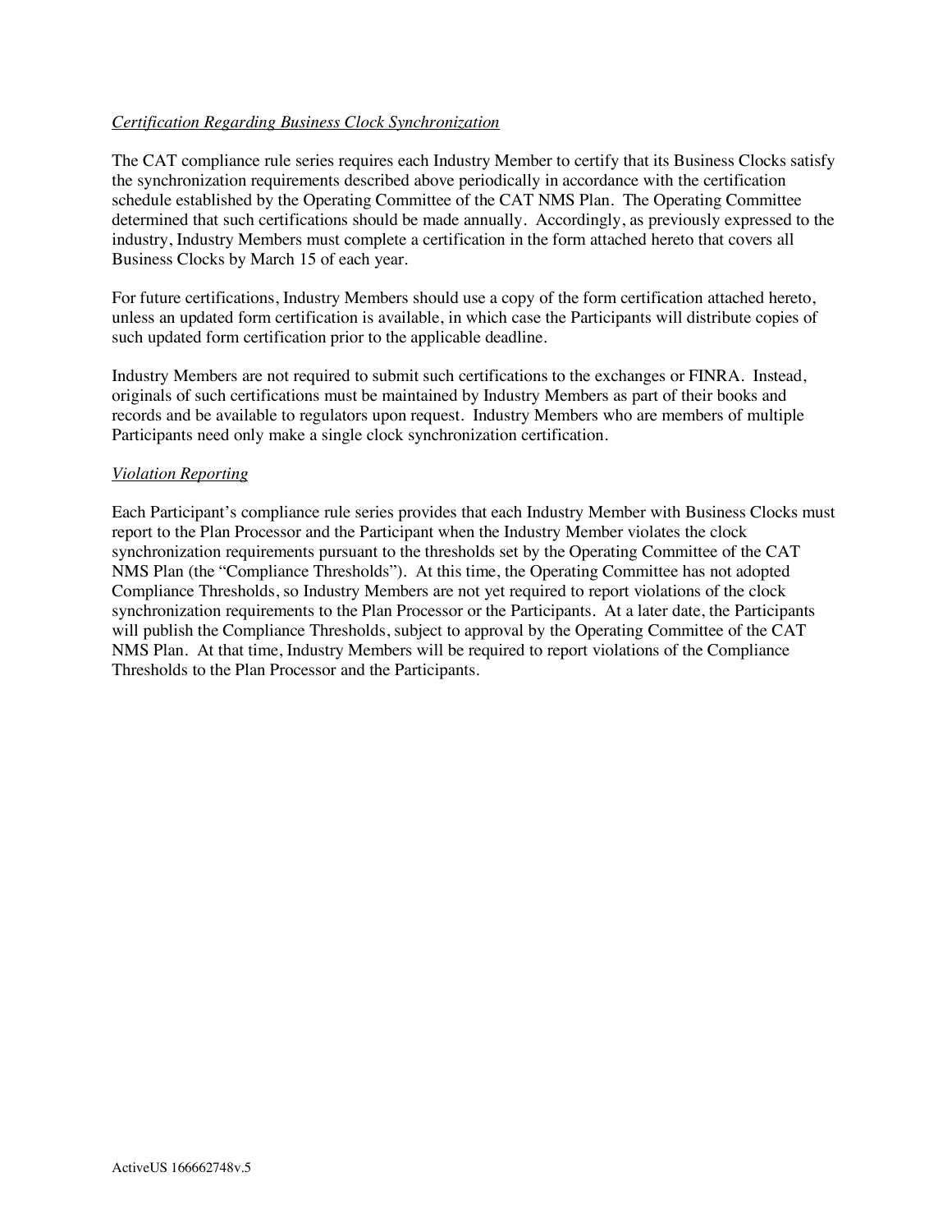*Certification Regarding Business Clock Synchronization*

The CAT compliance rule series requires each Industry Member to certify that its Business Clocks satisfy the synchronization requirements described above periodically in accordance with the certification schedule established by the Operating Committee of the CAT NMS Plan. The Operating Committee determined that such certifications should be made annually. Accordingly, as previously expressed to the industry, Industry Members must complete a certification in the form attached hereto that covers all Business Clocks by March 15 of each year.

For future certifications, Industry Members should use a copy of the form certification attached hereto, unless an updated form certification is available, in which case the Participants will distribute copies of such updated form certification prior to the applicable deadline.

Industry Members are not required to submit such certifications to the exchanges or FINRA. Instead, originals of such certifications must be maintained by Industry Members as part of their books and records and be available to regulators upon request. Industry Members who are members of multiple Participants need only make a single clock synchronization certification.

*Violation Reporting*

Each Participant's compliance rule series provides that each Industry Member with Business Clocks must report to the Plan Processor and the Participant when the Industry Member violates the clock synchronization requirements pursuant to the thresholds set by the Operating Committee of the CAT NMS Plan (the "Compliance Thresholds"). At this time, the Operating Committee has not adopted Compliance Thresholds, so Industry Members are not yet required to report violations of the clock synchronization requirements to the Plan Processor or the Participants. At a later date, the Participants will publish the Compliance Thresholds, subject to approval by the Operating Committee of the CAT NMS Plan. At that time, Industry Members will be required to report violations of the Compliance Thresholds to the Plan Processor and the Participants.

ActiveUS 166662748v.5